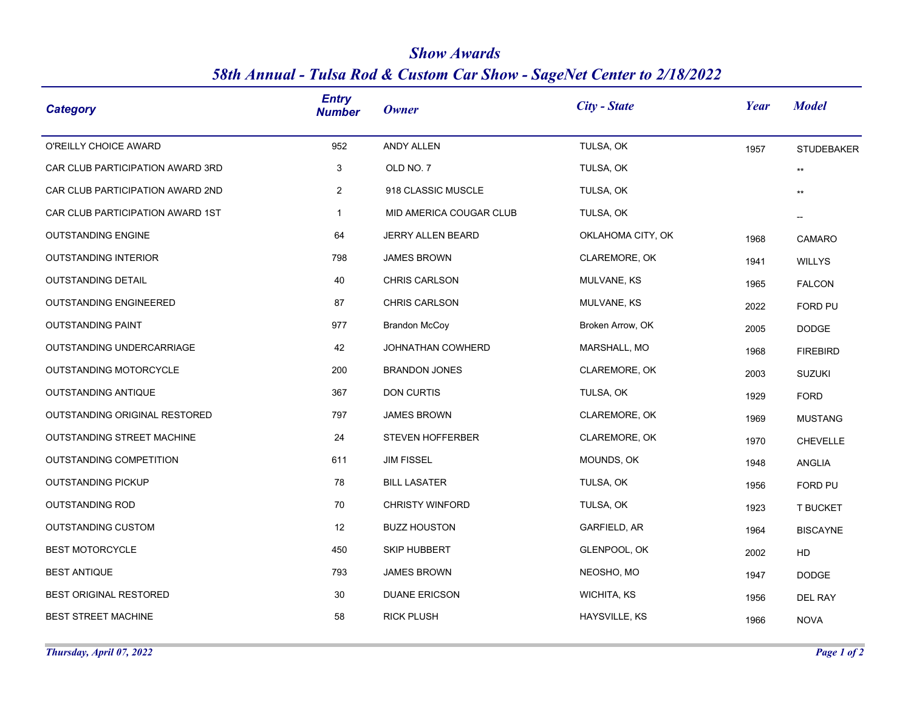# Show Awards

## 58th Annual - Tulsa Rod & Custom Car Show - SageNet Center to 2/18/2022

| Category | Entry Number | Owner | City - State | Year | Model |
|---|---|---|---|---|---|
| O'REILLY CHOICE AWARD | 952 | ANDY ALLEN | TULSA, OK | 1957 | STUDEBAKER |
| CAR CLUB PARTICIPATION AWARD 3RD | 3 | OLD NO. 7 | TULSA, OK | | ** |
| CAR CLUB PARTICIPATION AWARD 2ND | 2 | 918 CLASSIC MUSCLE | TULSA, OK | | ** |
| CAR CLUB PARTICIPATION AWARD 1ST | 1 | MID AMERICA COUGAR CLUB | TULSA, OK | | -- |
| OUTSTANDING ENGINE | 64 | JERRY ALLEN BEARD | OKLAHOMA CITY, OK | 1968 | CAMARO |
| OUTSTANDING INTERIOR | 798 | JAMES BROWN | CLAREMORE, OK | 1941 | WILLYS |
| OUTSTANDING DETAIL | 40 | CHRIS CARLSON | MULVANE, KS | 1965 | FALCON |
| OUTSTANDING ENGINEERED | 87 | CHRIS CARLSON | MULVANE, KS | 2022 | FORD PU |
| OUTSTANDING PAINT | 977 | Brandon McCoy | Broken Arrow, OK | 2005 | DODGE |
| OUTSTANDING UNDERCARRIAGE | 42 | JOHNATHAN COWHERD | MARSHALL, MO | 1968 | FIREBIRD |
| OUTSTANDING MOTORCYCLE | 200 | BRANDON JONES | CLAREMORE, OK | 2003 | SUZUKI |
| OUTSTANDING ANTIQUE | 367 | DON CURTIS | TULSA, OK | 1929 | FORD |
| OUTSTANDING ORIGINAL RESTORED | 797 | JAMES BROWN | CLAREMORE, OK | 1969 | MUSTANG |
| OUTSTANDING STREET MACHINE | 24 | STEVEN HOFFERBER | CLAREMORE, OK | 1970 | CHEVELLE |
| OUTSTANDING COMPETITION | 611 | JIM FISSEL | MOUNDS, OK | 1948 | ANGLIA |
| OUTSTANDING PICKUP | 78 | BILL LASATER | TULSA, OK | 1956 | FORD PU |
| OUTSTANDING ROD | 70 | CHRISTY WINFORD | TULSA, OK | 1923 | T BUCKET |
| OUTSTANDING CUSTOM | 12 | BUZZ HOUSTON | GARFIELD, AR | 1964 | BISCAYNE |
| BEST MOTORCYCLE | 450 | SKIP HUBBERT | GLENPOOL, OK | 2002 | HD |
| BEST ANTIQUE | 793 | JAMES BROWN | NEOSHO, MO | 1947 | DODGE |
| BEST ORIGINAL RESTORED | 30 | DUANE ERICSON | WICHITA, KS | 1956 | DEL RAY |
| BEST STREET MACHINE | 58 | RICK PLUSH | HAYSVILLE, KS | 1966 | NOVA |

*Thursday, April 07, 2022*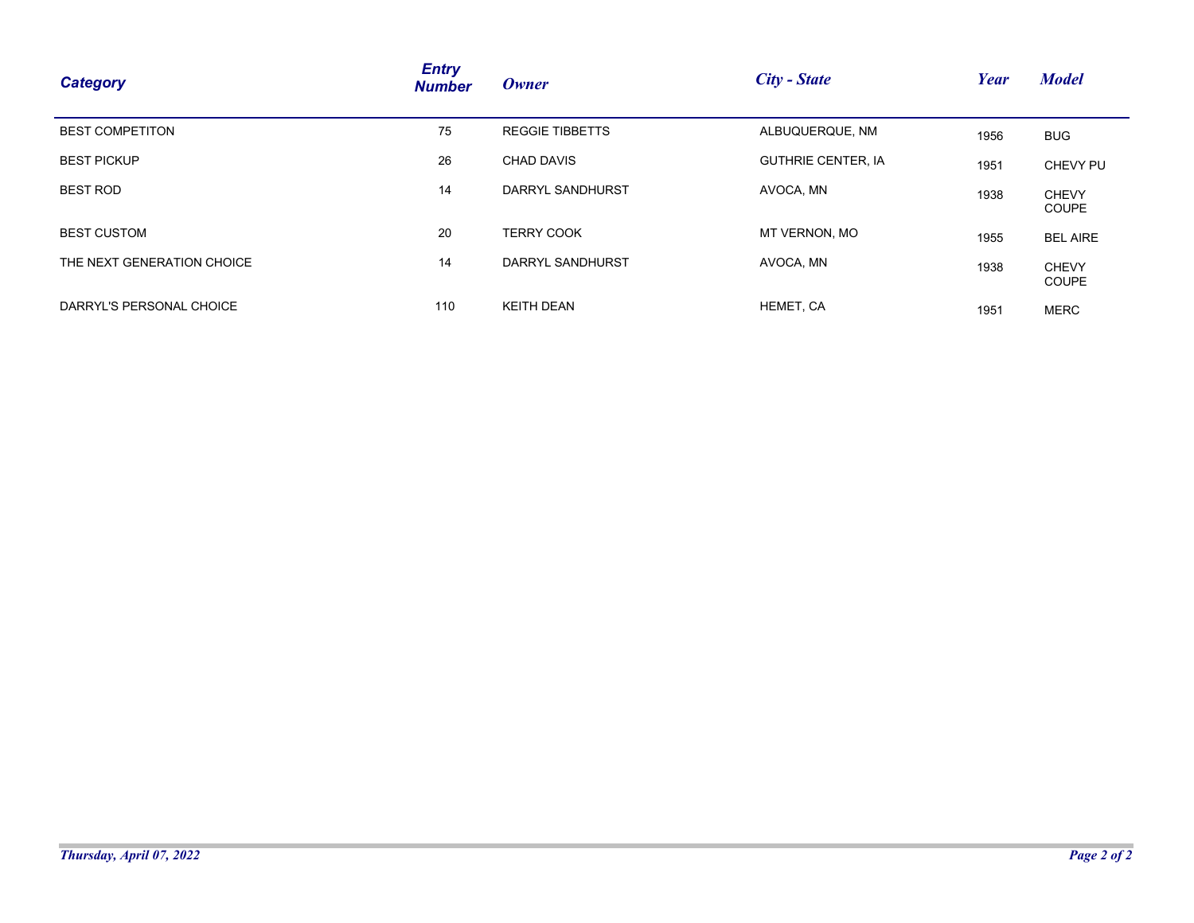| Category | Entry Number | Owner | City - State | Year | Model |
|---|---|---|---|---|---|
| BEST COMPETITON | 75 | REGGIE TIBBETTS | ALBUQUERQUE, NM | 1956 | BUG |
| BEST PICKUP | 26 | CHAD DAVIS | GUTHRIE CENTER, IA | 1951 | CHEVY PU |
| BEST ROD | 14 | DARRYL SANDHURST | AVOCA, MN | 1938 | CHEVY COUPE |
| BEST CUSTOM | 20 | TERRY COOK | MT VERNON, MO | 1955 | BEL AIRE |
| THE NEXT GENERATION CHOICE | 14 | DARRYL SANDHURST | AVOCA, MN | 1938 | CHEVY COUPE |
| DARRYL'S PERSONAL CHOICE | 110 | KEITH DEAN | HEMET, CA | 1951 | MERC |

*Thursday, April 07, 2022*